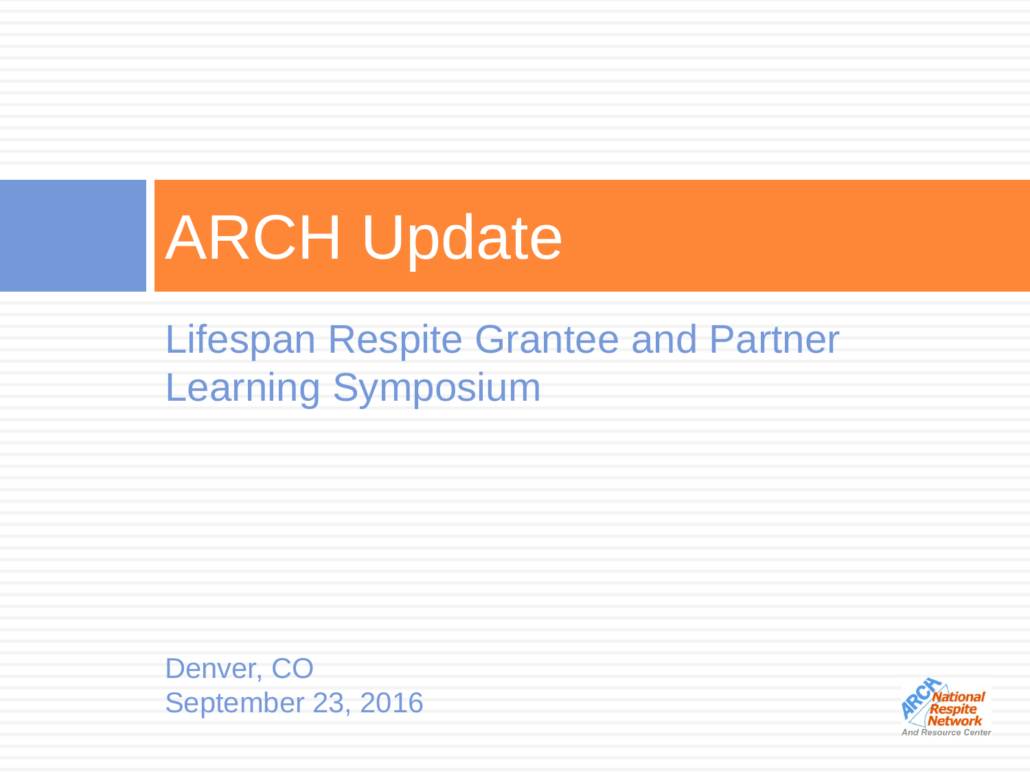# ARCH Update

## Lifespan Respite Grantee and Partner Learning Symposium

Denver, CO
September 23, 2016

ARCH National Respite Network And Resource Center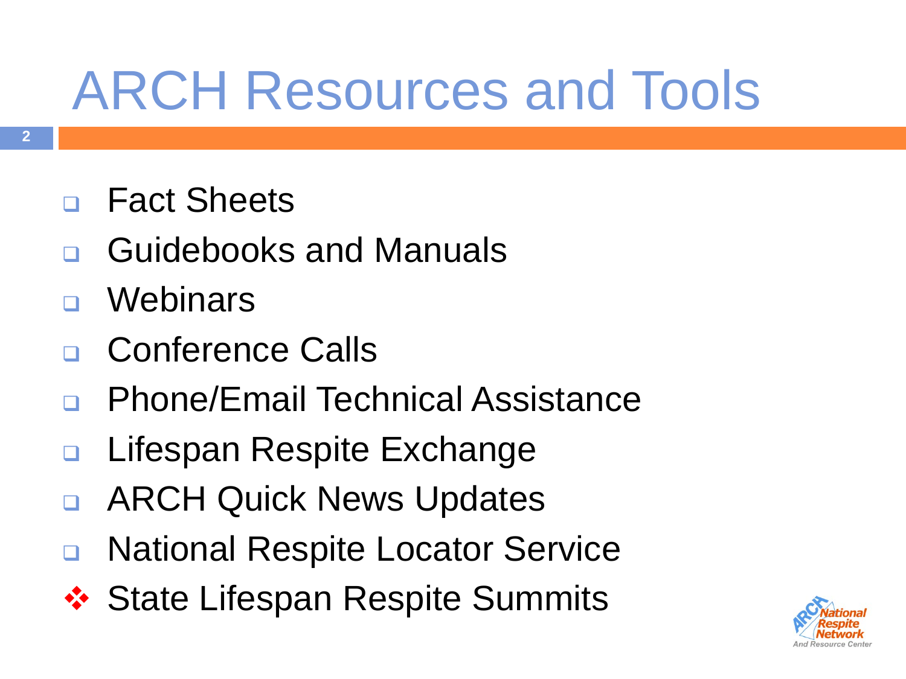# ARCH Resources and Tools

- Fact Sheets
- Guidebooks and Manuals
- Webinars
- Conference Calls
- Phone/Email Technical Assistance
- Lifespan Respite Exchange
- ARCH Quick News Updates
- National Respite Locator Service
- ❖ State Lifespan Respite Summits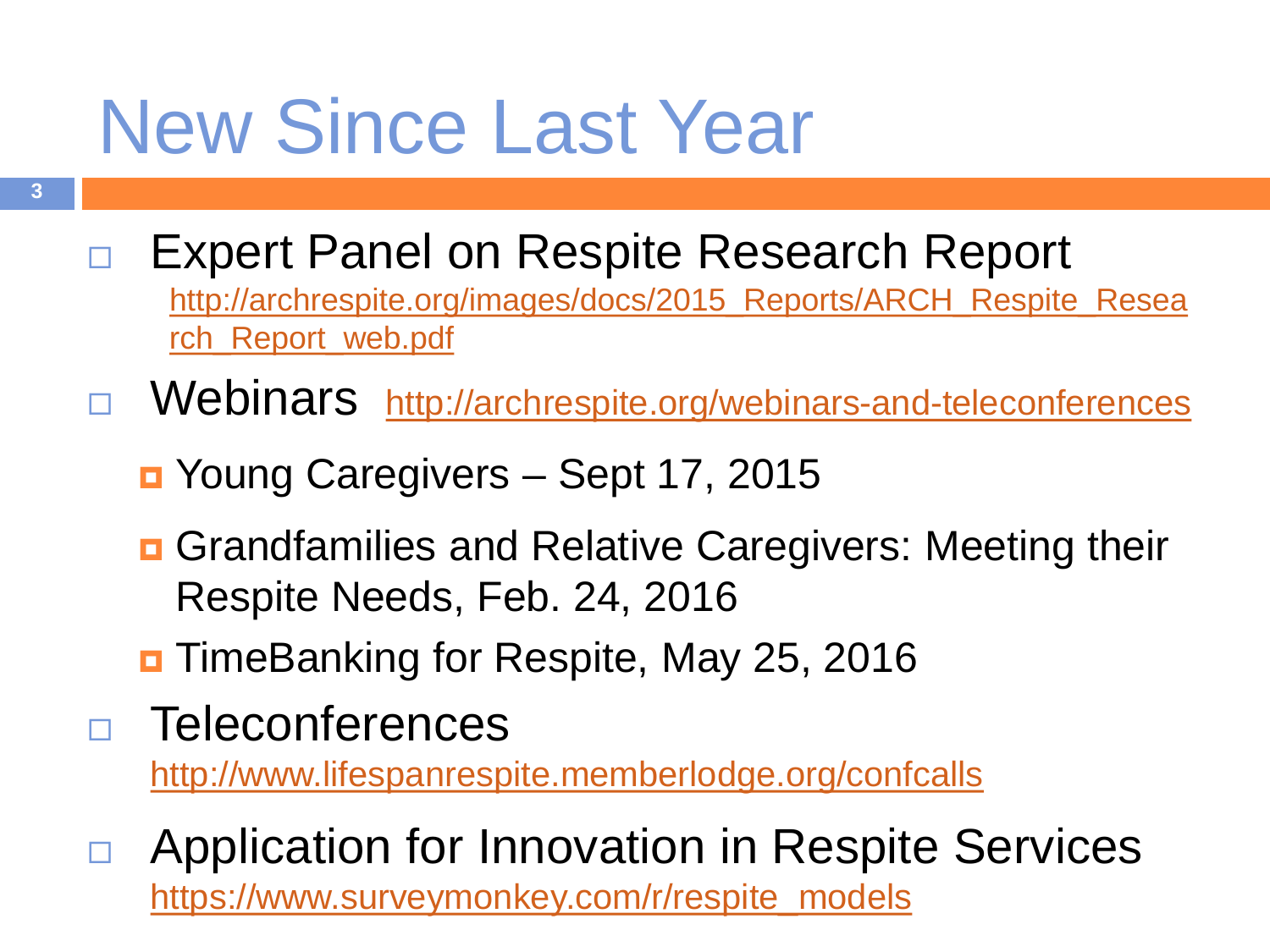# New Since Last Year

- Expert Panel on Respite Research Report
  http://archrespite.org/images/docs/2015_Reports/ARCH_Respite_Research_Report_web.pdf
- Webinars http://archrespite.org/webinars-and-teleconferences
  - Young Caregivers – Sept 17, 2015
  - Grandfamilies and Relative Caregivers: Meeting their Respite Needs, Feb. 24, 2016
  - TimeBanking for Respite, May 25, 2016
- Teleconferences
  http://www.lifespanrespite.memberlodge.org/confcalls
- Application for Innovation in Respite Services
  https://www.surveymonkey.com/r/respite_models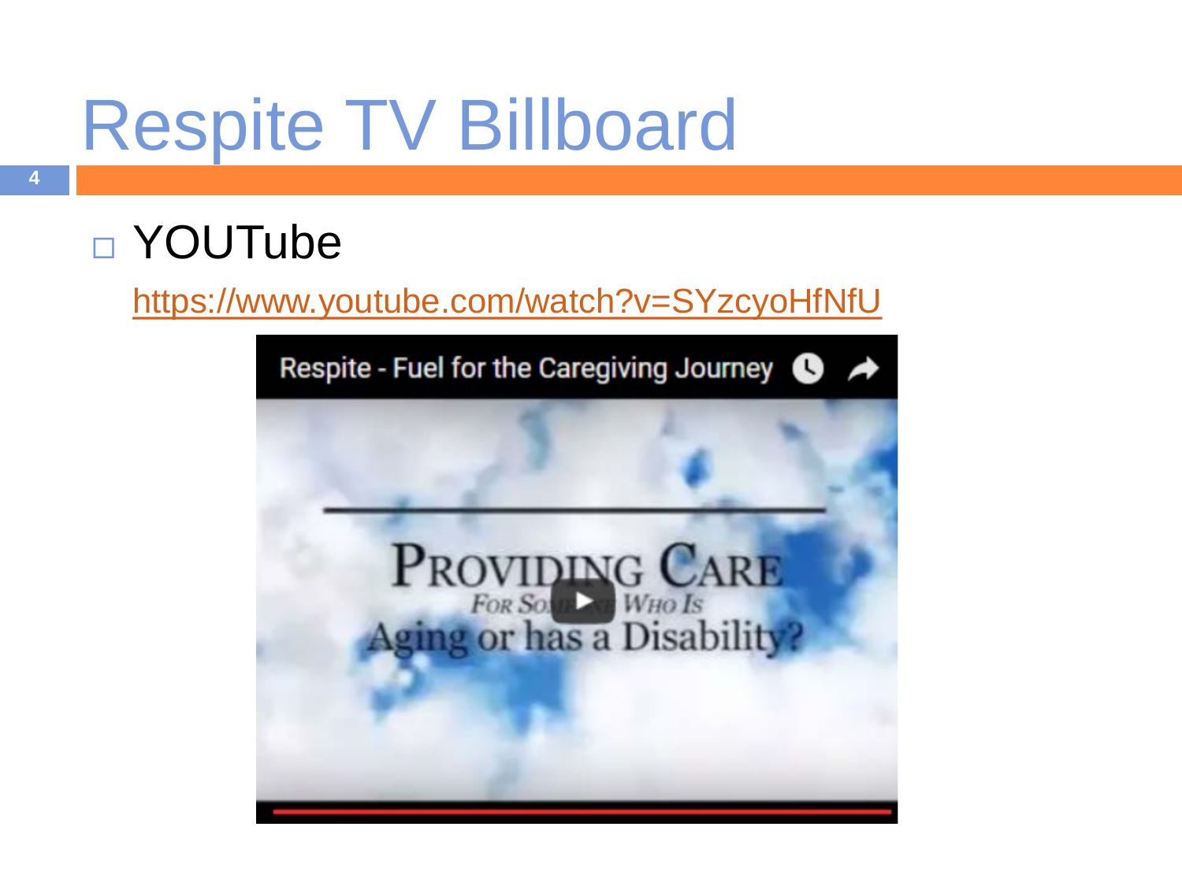# Respite TV Billboard

- YOUTube

  https://www.youtube.com/watch?v=SYzcyoHfNfU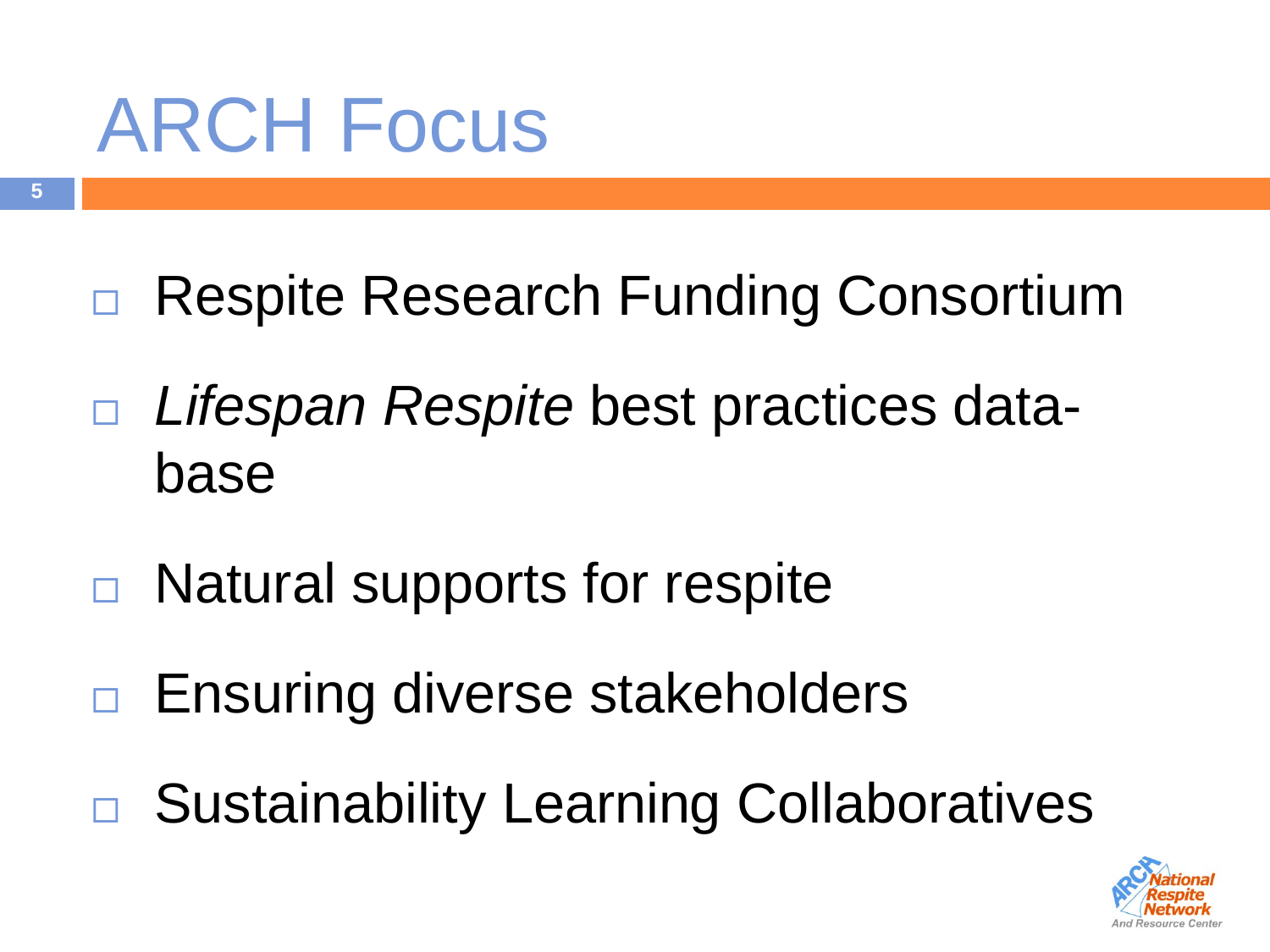# ARCH Focus

- Respite Research Funding Consortium
- *Lifespan Respite* best practices data-base
- Natural supports for respite
- Ensuring diverse stakeholders
- Sustainability Learning Collaboratives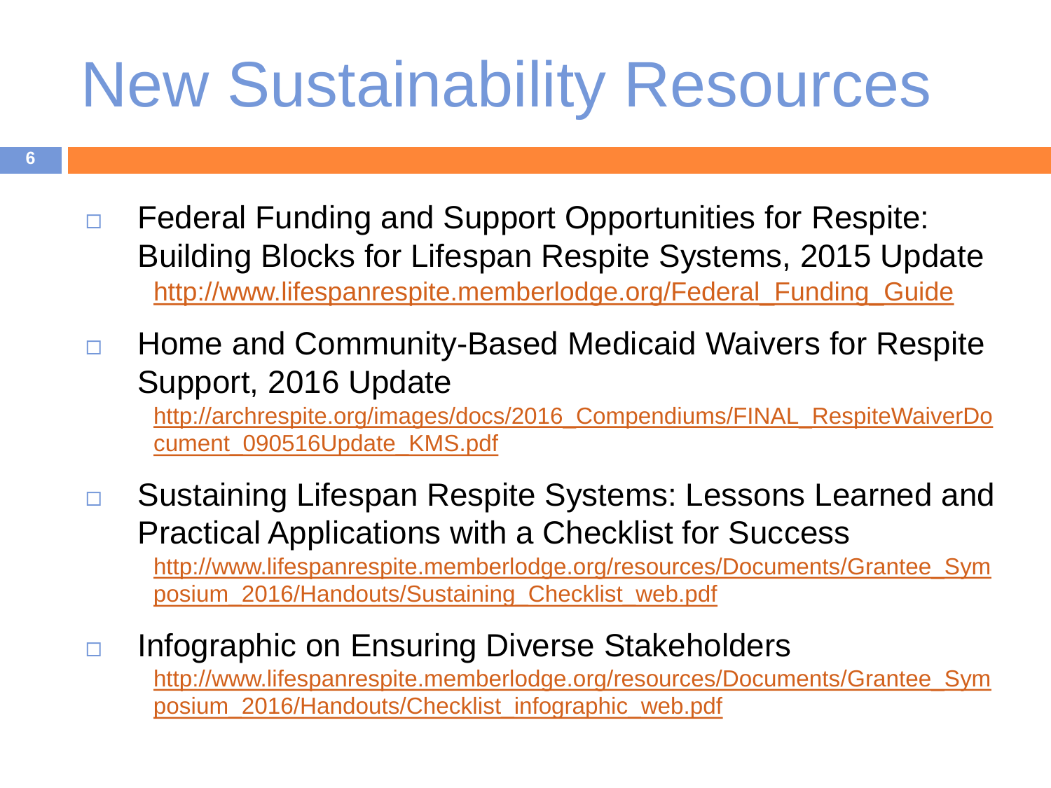# New Sustainability Resources

- Federal Funding and Support Opportunities for Respite: Building Blocks for Lifespan Respite Systems, 2015 Update
  http://www.lifespanrespite.memberlodge.org/Federal_Funding_Guide
- Home and Community-Based Medicaid Waivers for Respite Support, 2016 Update
  http://archrespite.org/images/docs/2016_Compendiums/FINAL_RespiteWaiverDocument_090516Update_KMS.pdf
- Sustaining Lifespan Respite Systems: Lessons Learned and Practical Applications with a Checklist for Success
  http://www.lifespanrespite.memberlodge.org/resources/Documents/Grantee_Symposium_2016/Handouts/Sustaining_Checklist_web.pdf
- Infographic on Ensuring Diverse Stakeholders
  http://www.lifespanrespite.memberlodge.org/resources/Documents/Grantee_Symposium_2016/Handouts/Checklist_infographic_web.pdf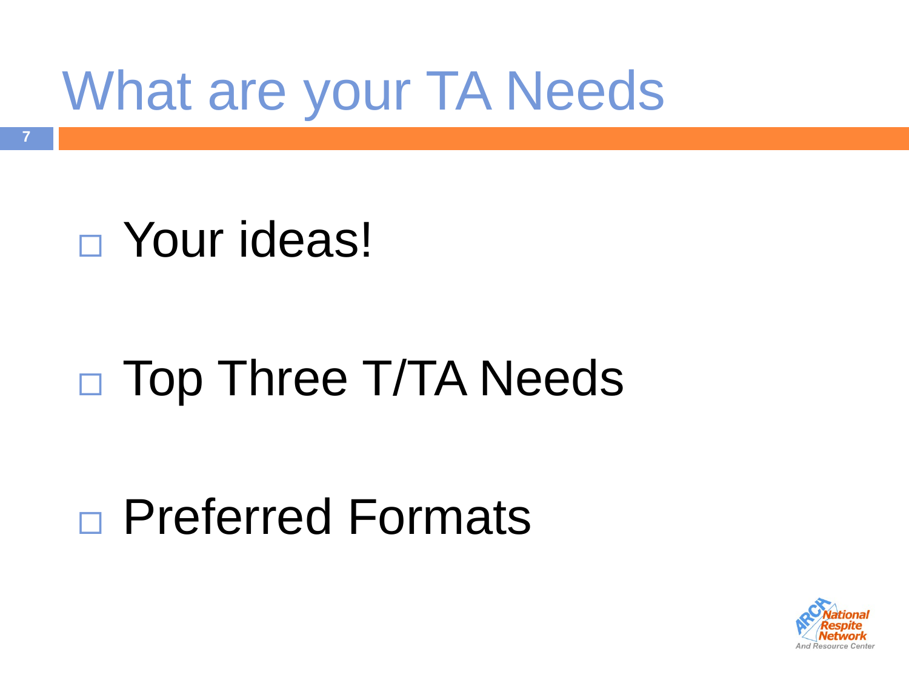# What are your TA Needs

- Your ideas!
- Top Three T/TA Needs
- Preferred Formats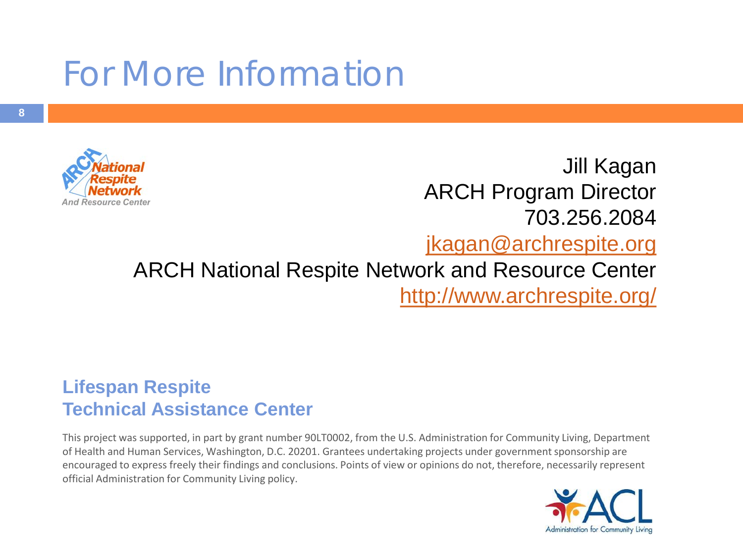# For More Information

Jill Kagan
ARCH Program Director
703.256.2084
[jkagan@archrespite.org](mailto:jkagan@archrespite.org)
ARCH National Respite Network and Resource Center
[http://www.archrespite.org/](http://www.archrespite.org/)

**Lifespan Respite**
**Technical Assistance Center**

This project was supported, in part by grant number 90LT0002, from the U.S. Administration for Community Living, Department of Health and Human Services, Washington, D.C. 20201. Grantees undertaking projects under government sponsorship are encouraged to express freely their findings and conclusions. Points of view or opinions do not, therefore, necessarily represent official Administration for Community Living policy.